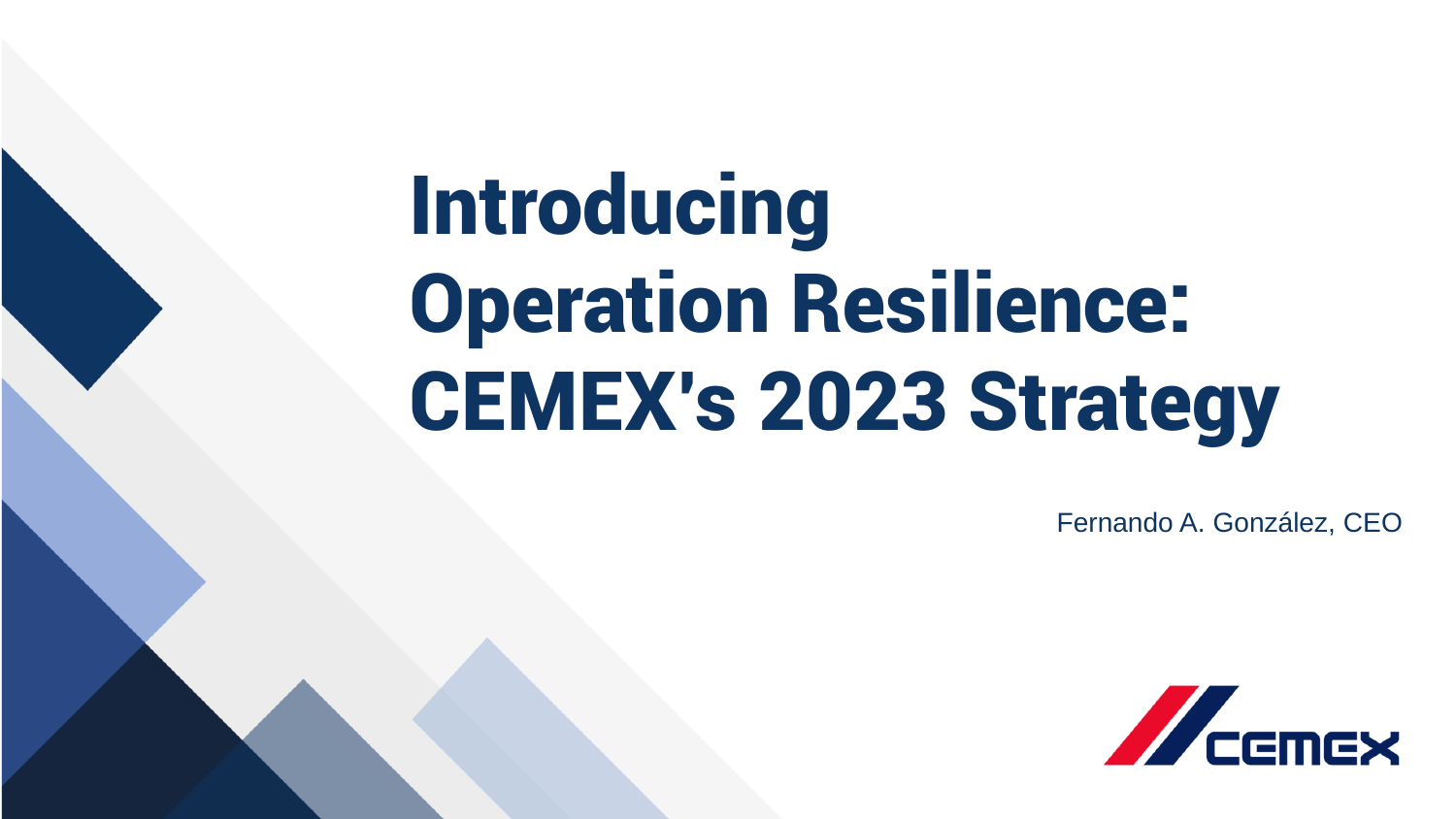# Introducing Operation Resilience: CEMEX's 2023 Strategy

Fernando A. González, CEO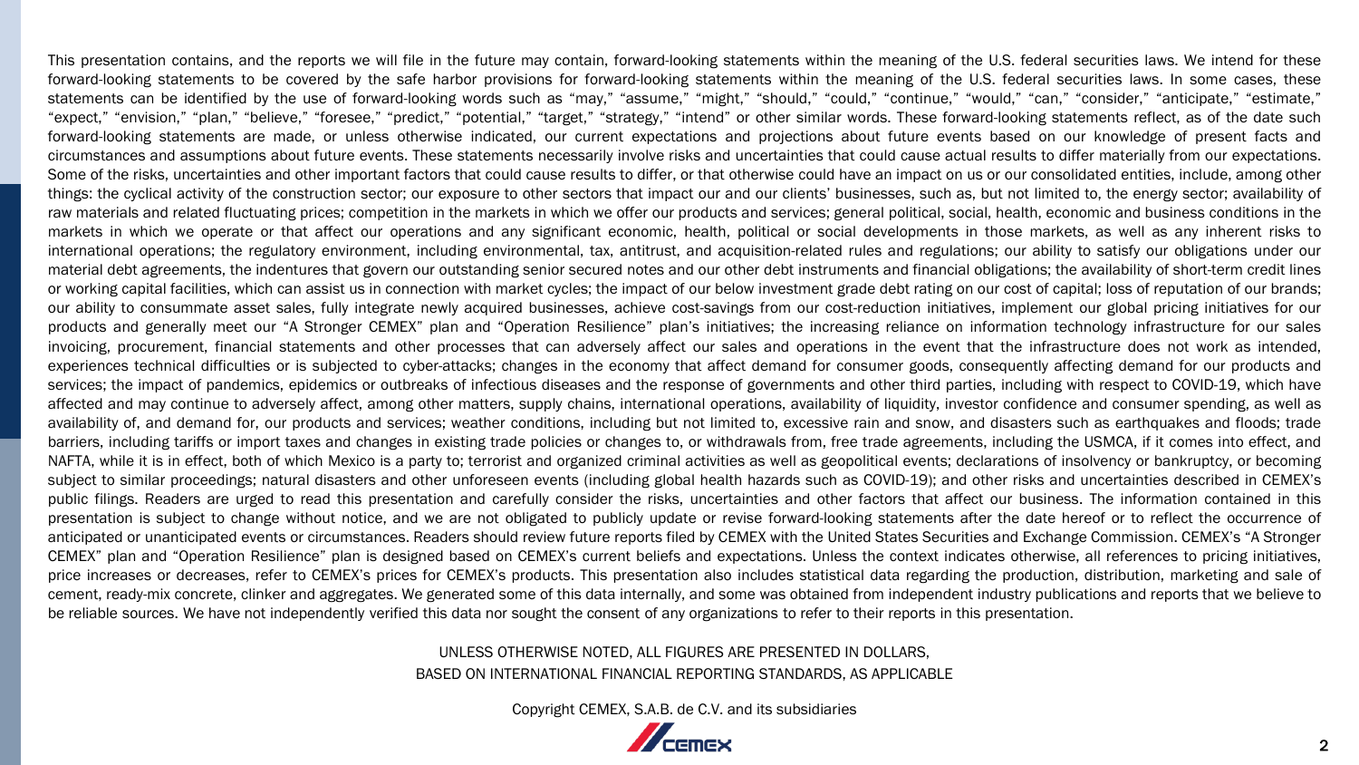This presentation contains, and the reports we will file in the future may contain, forward-looking statements within the meaning of the U.S. federal securities laws. We intend for these forward-looking statements to be covered by the safe harbor provisions for forward-looking statements within the meaning of the U.S. federal securities laws. In some cases, these statements can be identified by the use of forward-looking words such as "may," "assume," "might," "should," "could," "continue," "would," "can," "consider," "anticipate," "estimate," "expect," "envision," "plan," "believe," "foresee," "predict," "potential," "target," "strategy," "intend" or other similar words. These forward-looking statements reflect, as of the date such forward-looking statements are made, or unless otherwise indicated, our current expectations and projections about future events based on our knowledge of present facts and circumstances and assumptions about future events. These statements necessarily involve risks and uncertainties that could cause actual results to differ materially from our expectations. Some of the risks, uncertainties and other important factors that could cause results to differ, or that otherwise could have an impact on us or our consolidated entities, include, among other things: the cyclical activity of the construction sector; our exposure to other sectors that impact our and our clients' businesses, such as, but not limited to, the energy sector; availability of raw materials and related fluctuating prices; competition in the markets in which we offer our products and services; general political, social, health, economic and business conditions in the markets in which we operate or that affect our operations and any significant economic, health, political or social developments in those markets, as well as any inherent risks to international operations; the regulatory environment, including environmental, tax, antitrust, and acquisition-related rules and regulations; our ability to satisfy our obligations under our material debt agreements, the indentures that govern our outstanding senior secured notes and our other debt instruments and financial obligations; the availability of short-term credit lines or working capital facilities, which can assist us in connection with market cycles; the impact of our below investment grade debt rating on our cost of capital; loss of reputation of our brands; our ability to consummate asset sales, fully integrate newly acquired businesses, achieve cost-savings from our cost-reduction initiatives, implement our global pricing initiatives for our products and generally meet our "A Stronger CEMEX" plan and "Operation Resilience" plan's initiatives; the increasing reliance on information technology infrastructure for our sales invoicing, procurement, financial statements and other processes that can adversely affect our sales and operations in the event that the infrastructure does not work as intended, experiences technical difficulties or is subjected to cyber-attacks; changes in the economy that affect demand for consumer goods, consequently affecting demand for our products and services; the impact of pandemics, epidemics or outbreaks of infectious diseases and the response of governments and other third parties, including with respect to COVID-19, which have affected and may continue to adversely affect, among other matters, supply chains, international operations, availability of liquidity, investor confidence and consumer spending, as well as availability of, and demand for, our products and services; weather conditions, including but not limited to, excessive rain and snow, and disasters such as earthquakes and floods; trade barriers, including tariffs or import taxes and changes in existing trade policies or changes to, or withdrawals from, free trade agreements, including the USMCA, if it comes into effect, and NAFTA, while it is in effect, both of which Mexico is a party to; terrorist and organized criminal activities as well as geopolitical events; declarations of insolvency or bankruptcy, or becoming subject to similar proceedings; natural disasters and other unforeseen events (including global health hazards such as COVID-19); and other risks and uncertainties described in CEMEX's public filings. Readers are urged to read this presentation and carefully consider the risks, uncertainties and other factors that affect our business. The information contained in this presentation is subject to change without notice, and we are not obligated to publicly update or revise forward-looking statements after the date hereof or to reflect the occurrence of anticipated or unanticipated events or circumstances. Readers should review future reports filed by CEMEX with the United States Securities and Exchange Commission. CEMEX's "A Stronger CEMEX" plan and "Operation Resilience" plan is designed based on CEMEX's current beliefs and expectations. Unless the context indicates otherwise, all references to pricing initiatives, price increases or decreases, refer to CEMEX's prices for CEMEX's products. This presentation also includes statistical data regarding the production, distribution, marketing and sale of cement, ready-mix concrete, clinker and aggregates. We generated some of this data internally, and some was obtained from independent industry publications and reports that we believe to be reliable sources. We have not independently verified this data nor sought the consent of any organizations to refer to their reports in this presentation.

UNLESS OTHERWISE NOTED, ALL FIGURES ARE PRESENTED IN DOLLARS,
BASED ON INTERNATIONAL FINANCIAL REPORTING STANDARDS, AS APPLICABLE

Copyright CEMEX, S.A.B. de C.V. and its subsidiaries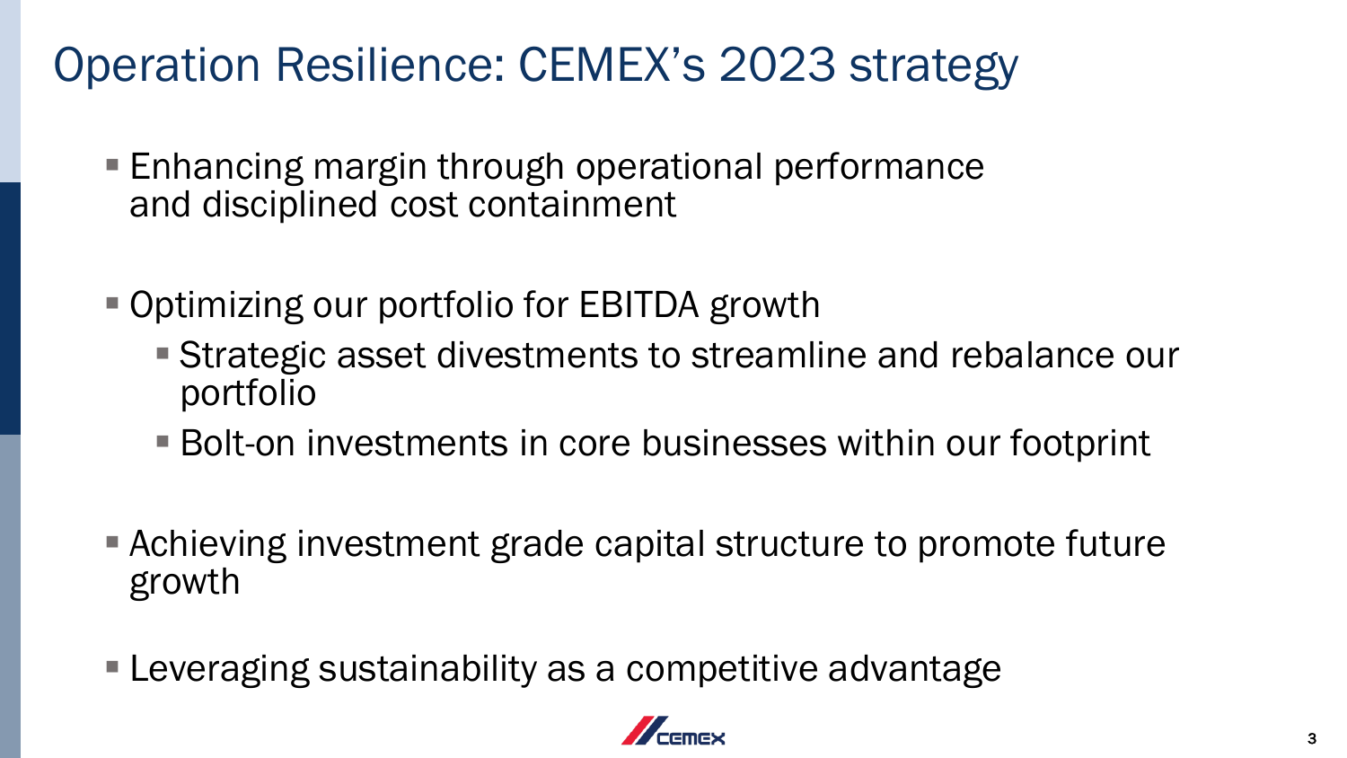# Operation Resilience: CEMEX's 2023 strategy

- Enhancing margin through operational performance and disciplined cost containment
- Optimizing our portfolio for EBITDA growth
  - Strategic asset divestments to streamline and rebalance our portfolio
  - Bolt-on investments in core businesses within our footprint
- Achieving investment grade capital structure to promote future growth
- Leveraging sustainability as a competitive advantage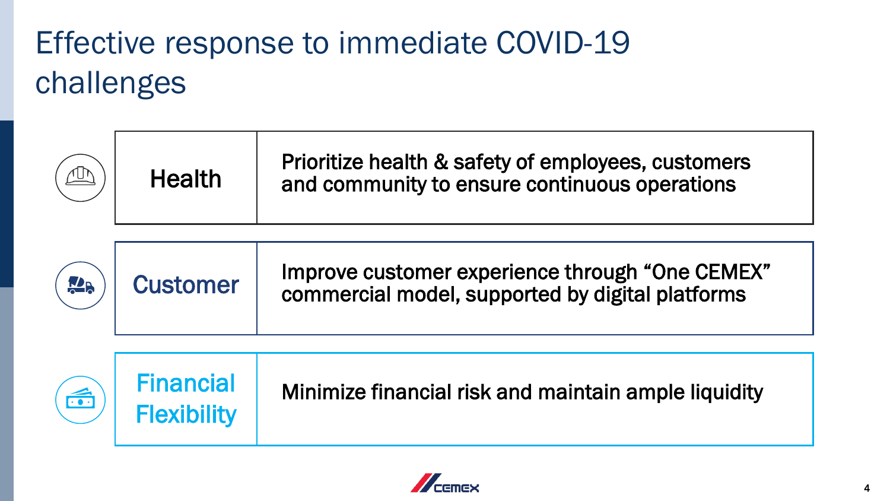# Effective response to immediate COVID-19 challenges

| | |
|---|---|
| Health | Prioritize health & safety of employees, customers and community to ensure continuous operations |
| Customer | Improve customer experience through "One CEMEX" commercial model, supported by digital platforms |
| Financial Flexibility | Minimize financial risk and maintain ample liquidity |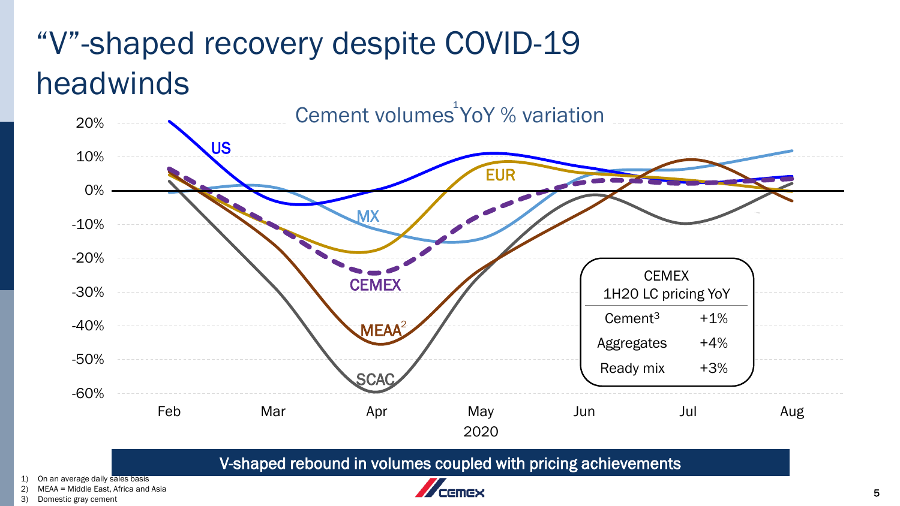# "V"-shaped recovery despite COVID-19 headwinds

Cement volumes[1] YoY % variation

| CEMEX 1H20 LC pricing YoY | |
|---|---|
| Cement[3] | +1% |
| Aggregates | +4% |
| Ready mix | +3% |

**V-shaped rebound in volumes coupled with pricing achievements**

1) On an average daily sales basis
2) MEAA = Middle East, Africa and Asia
3) Domestic gray cement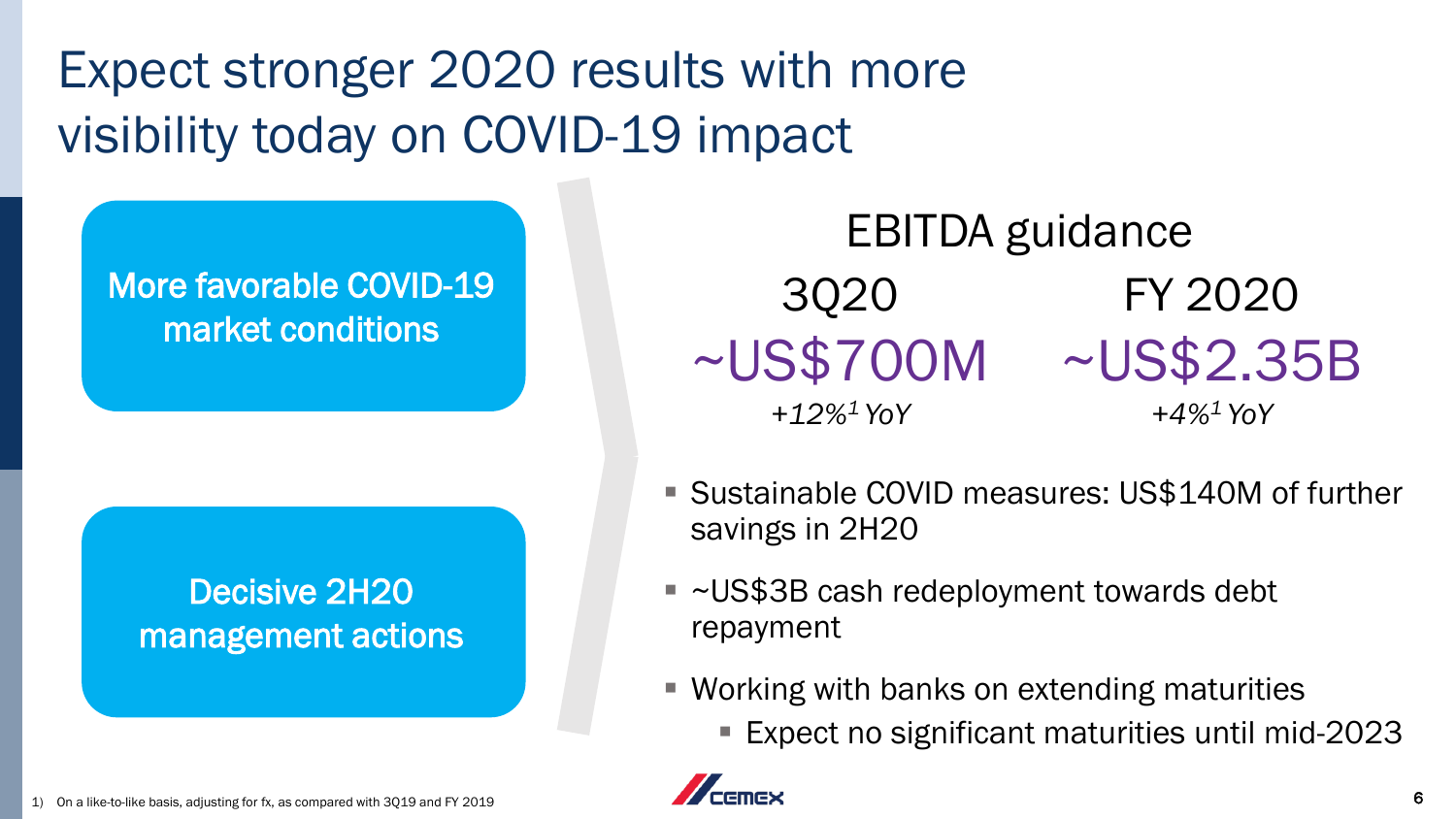# Expect stronger 2020 results with more visibility today on COVID-19 impact

More favorable COVID-19 market conditions

Decisive 2H20 management actions

## EBITDA guidance

| 3Q20 | FY 2020 |
| --- | --- |
| ~US$700M | ~US$2.35B |
| *+12%[1] YoY* | *+4%[1] YoY* |

- Sustainable COVID measures: US$140M of further savings in 2H20
- ~US$3B cash redeployment towards debt repayment
- Working with banks on extending maturities
  - Expect no significant maturities until mid-2023

1) On a like-to-like basis, adjusting for fx, as compared with 3Q19 and FY 2019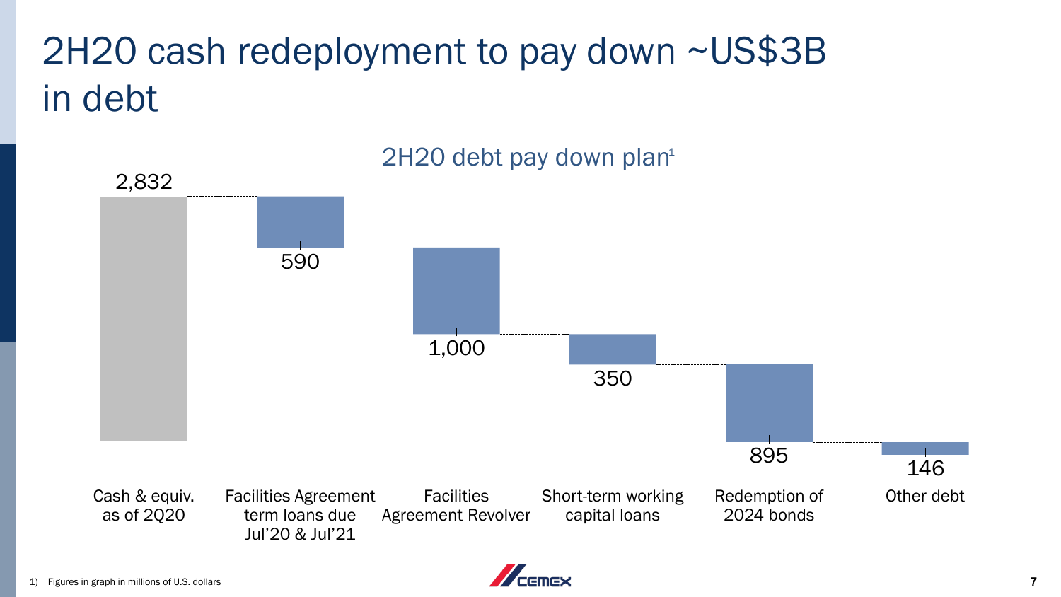# 2H20 cash redeployment to pay down ~US$3B in debt

## 2H20 debt pay down plan[1]

| Item | Amount |
|---|---|
| Cash & equiv. as of 2Q20 | 2,832 |
| Facilities Agreement term loans due Jul'20 & Jul'21 | 590 |
| Facilities Agreement Revolver | 1,000 |
| Short-term working capital loans | 350 |
| Redemption of 2024 bonds | 895 |
| Other debt | 146 |

1) Figures in graph in millions of U.S. dollars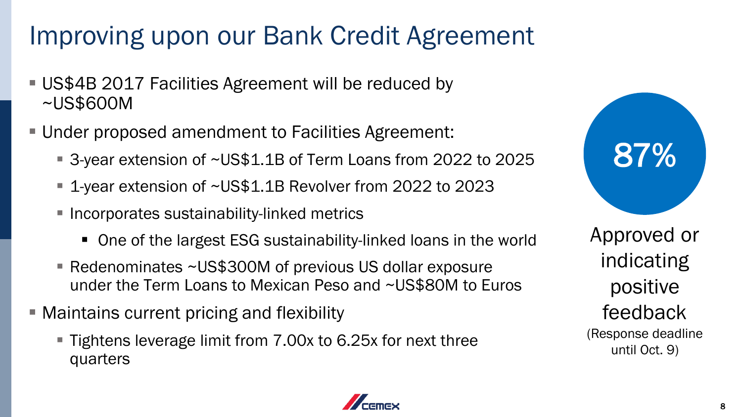# Improving upon our Bank Credit Agreement

- US$4B 2017 Facilities Agreement will be reduced by ~US$600M
- Under proposed amendment to Facilities Agreement:
  - 3-year extension of ~US$1.1B of Term Loans from 2022 to 2025
  - 1-year extension of ~US$1.1B Revolver from 2022 to 2023
  - Incorporates sustainability-linked metrics
    - One of the largest ESG sustainability-linked loans in the world
  - Redenominates ~US$300M of previous US dollar exposure under the Term Loans to Mexican Peso and ~US$80M to Euros
- Maintains current pricing and flexibility
  - Tightens leverage limit from 7.00x to 6.25x for next three quarters

**87%**

Approved or indicating positive feedback

(Response deadline until Oct. 9)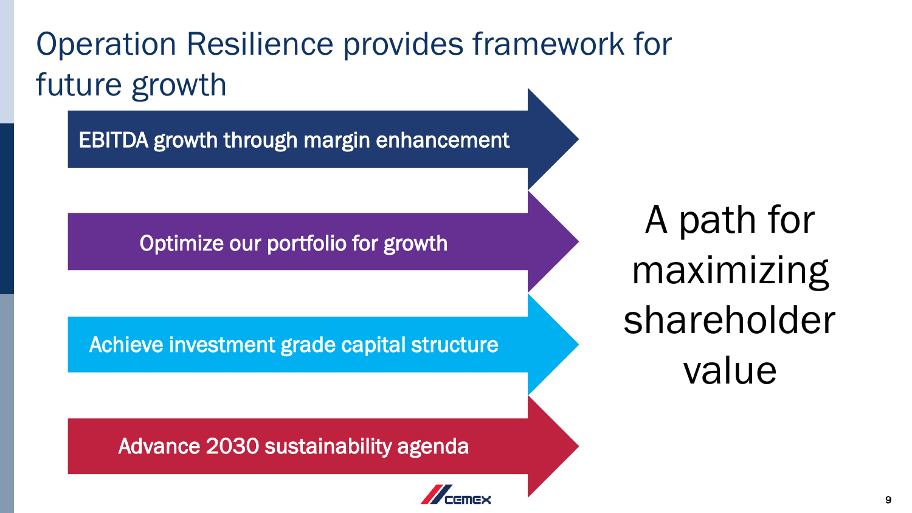# Operation Resilience provides framework for future growth

- EBITDA growth through margin enhancement
- Optimize our portfolio for growth
- Achieve investment grade capital structure
- Advance 2030 sustainability agenda

A path for maximizing shareholder value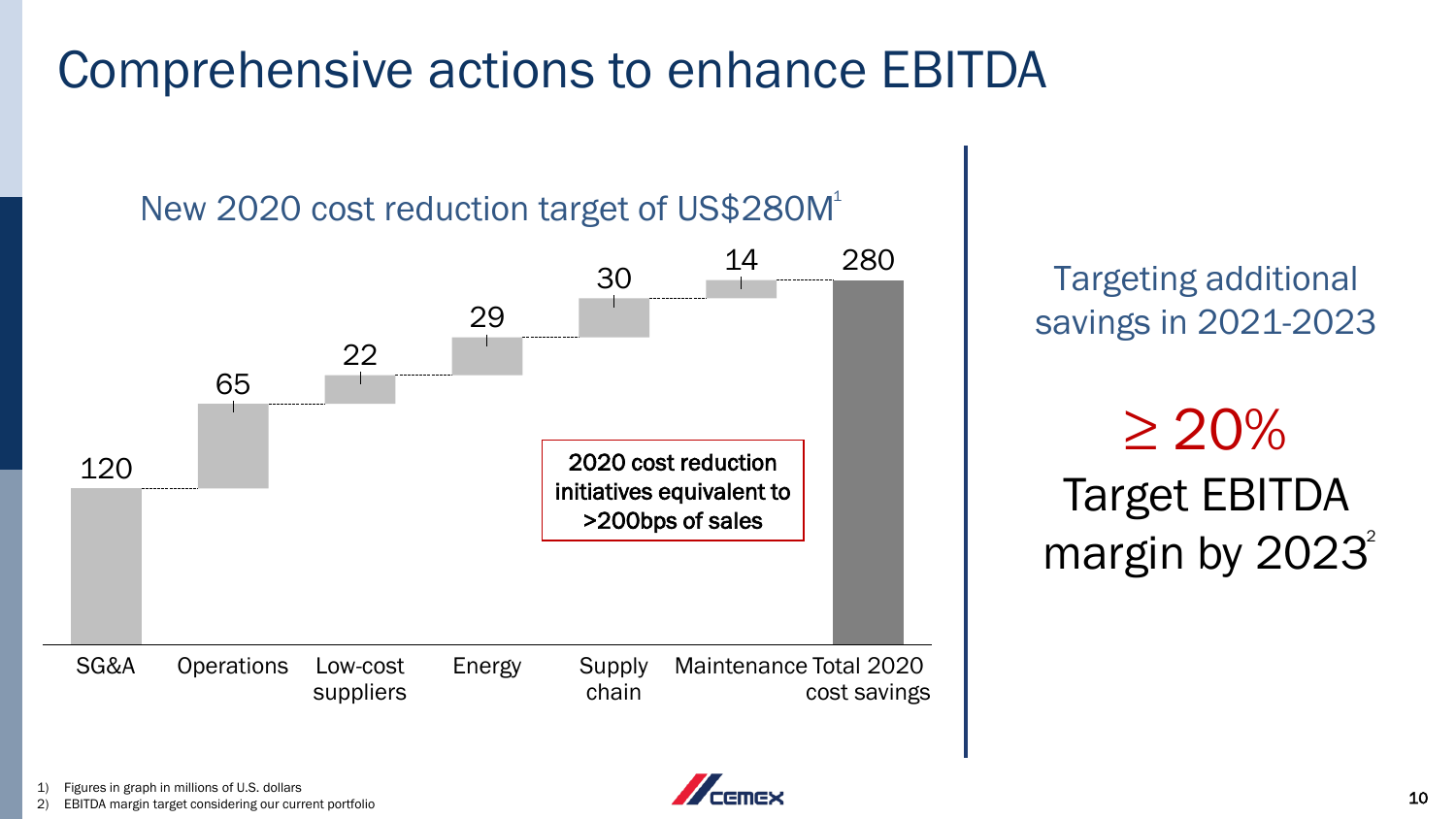# Comprehensive actions to enhance EBITDA

## New 2020 cost reduction target of US$280M[1]

| Category | Value |
|---|---|
| SG&A | 120 |
| Operations | 65 |
| Low-cost suppliers | 22 |
| Energy | 29 |
| Supply chain | 30 |
| Maintenance | 14 |
| Total 2020 cost savings | 280 |

**2020 cost reduction initiatives equivalent to >200bps of sales**

Targeting additional savings in 2021-2023

≥ 20%

Target EBITDA margin by 2023[2]

1) Figures in graph in millions of U.S. dollars
2) EBITDA margin target considering our current portfolio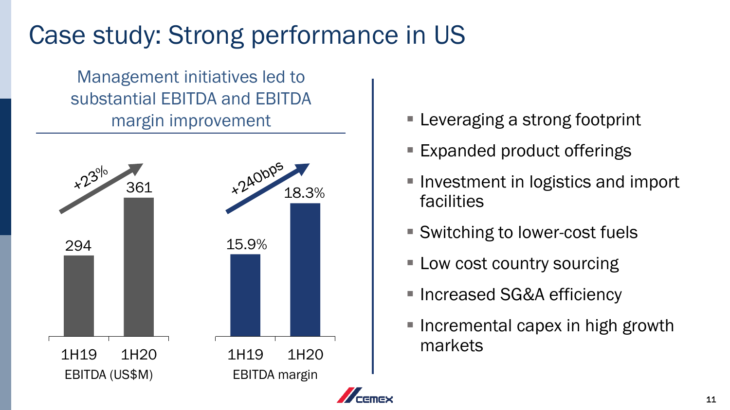# Case study: Strong performance in US

## Management initiatives led to substantial EBITDA and EBITDA margin improvement

**EBITDA (US$M)** — +23%

| | 1H19 | 1H20 |
|---|---|---|
| EBITDA (US$M) | 294 | 361 |

**EBITDA margin** — +240bps

| | 1H19 | 1H20 |
|---|---|---|
| EBITDA margin | 15.9% | 18.3% |

- Leveraging a strong footprint
- Expanded product offerings
- Investment in logistics and import facilities
- Switching to lower-cost fuels
- Low cost country sourcing
- Increased SG&A efficiency
- Incremental capex in high growth markets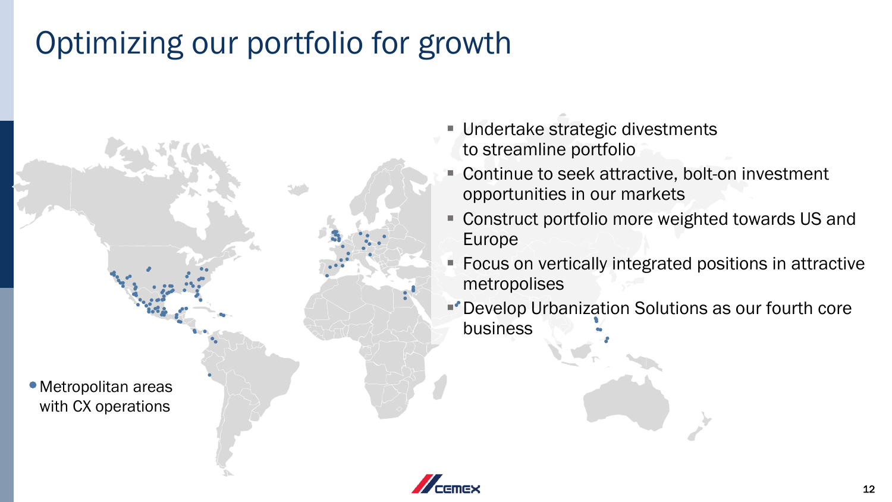# Optimizing our portfolio for growth

- Undertake strategic divestments to streamline portfolio
- Continue to seek attractive, bolt-on investment opportunities in our markets
- Construct portfolio more weighted towards US and Europe
- Focus on vertically integrated positions in attractive metropolises
- Develop Urbanization Solutions as our fourth core business

● Metropolitan areas with CX operations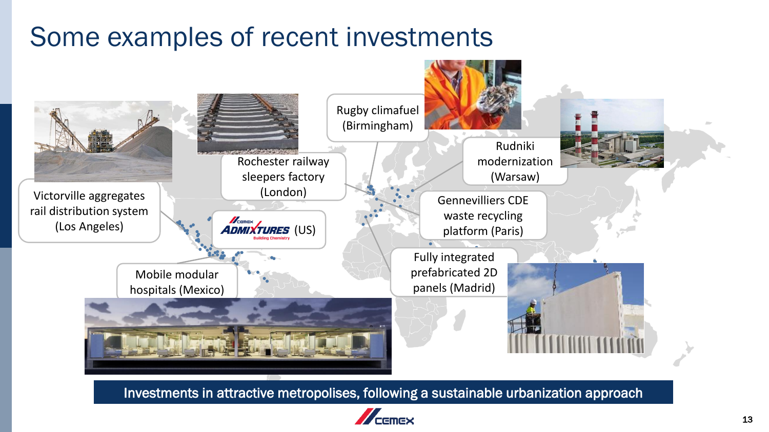# Some examples of recent investments

- Victorville aggregates rail distribution system (Los Angeles)
- Rochester railway sleepers factory (London)
- Rugby climafuel (Birmingham)
- Rudniki modernization (Warsaw)
- Admixtures (US)
- Gennevilliers CDE waste recycling platform (Paris)
- Mobile modular hospitals (Mexico)
- Fully integrated prefabricated 2D panels (Madrid)

**Investments in attractive metropolises, following a sustainable urbanization approach**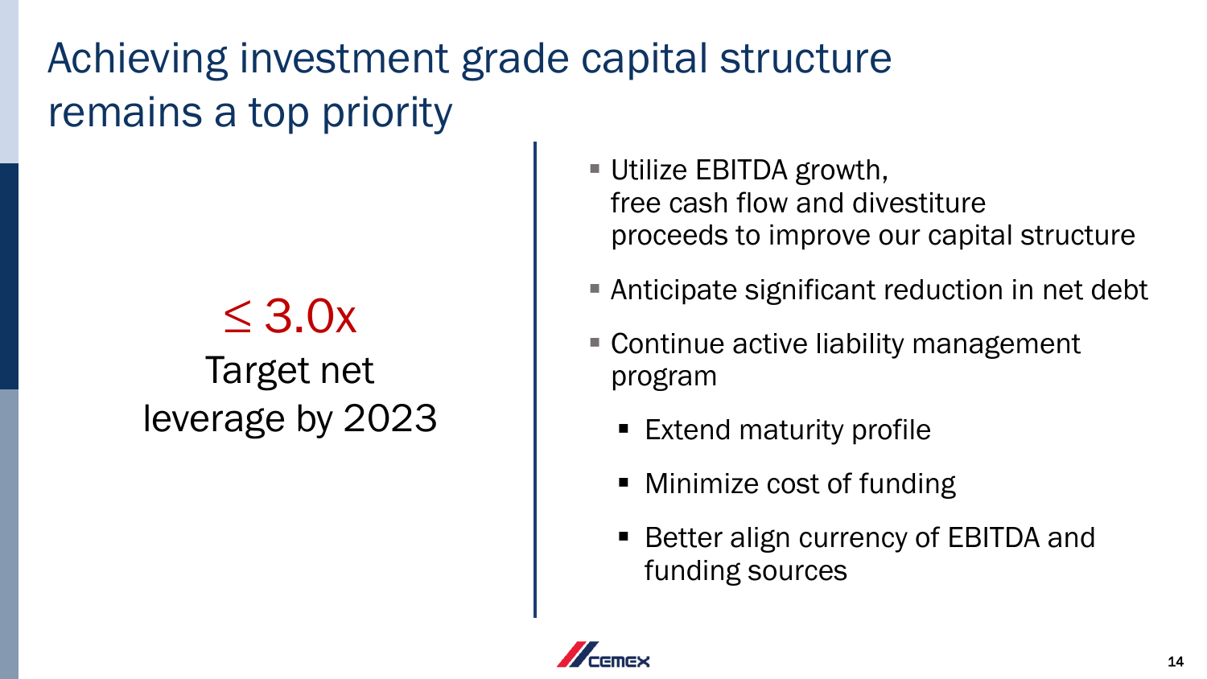# Achieving investment grade capital structure remains a top priority

**≤ 3.0x**

Target net leverage by 2023

- Utilize EBITDA growth, free cash flow and divestiture proceeds to improve our capital structure
- Anticipate significant reduction in net debt
- Continue active liability management program
  - Extend maturity profile
  - Minimize cost of funding
  - Better align currency of EBITDA and funding sources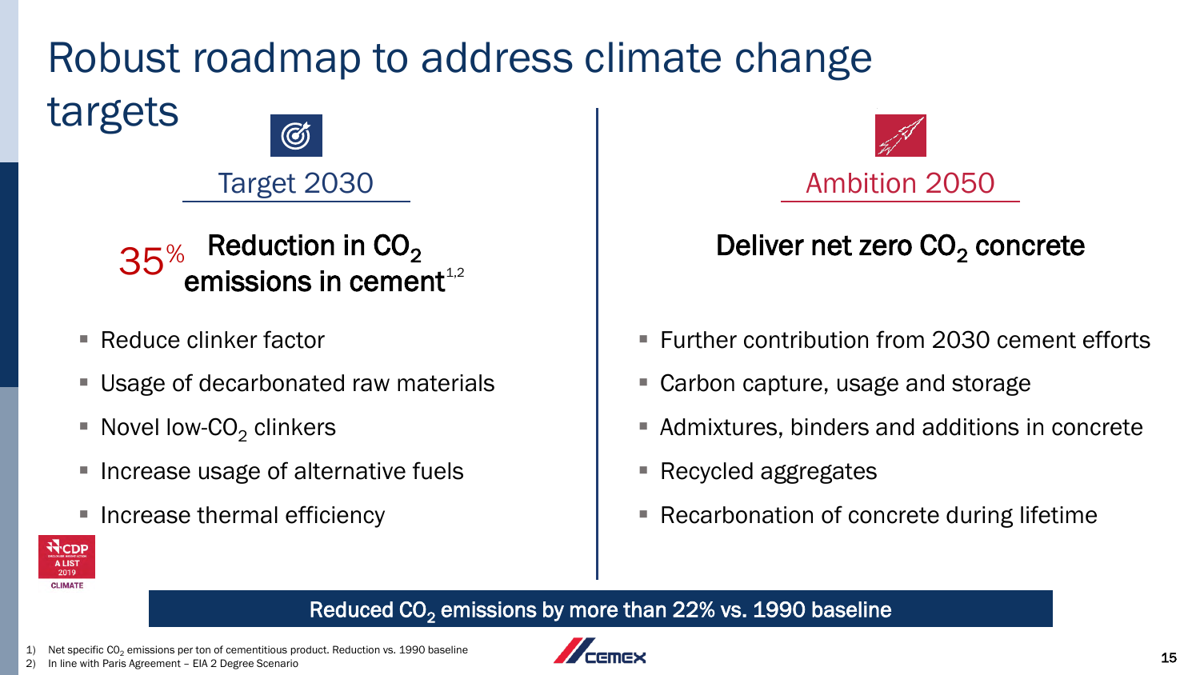# Robust roadmap to address climate change targets

## Target 2030

**35% Reduction in $CO_2$ emissions in cement**[1,2]

- Reduce clinker factor
- Usage of decarbonated raw materials
- Novel low-$CO_2$ clinkers
- Increase usage of alternative fuels
- Increase thermal efficiency

CDP A LIST 2019 CLIMATE

## Ambition 2050

**Deliver net zero $CO_2$ concrete**

- Further contribution from 2030 cement efforts
- Carbon capture, usage and storage
- Admixtures, binders and additions in concrete
- Recycled aggregates
- Recarbonation of concrete during lifetime

**Reduced $CO_2$ emissions by more than 22% vs. 1990 baseline**

1) Net specific $CO_2$ emissions per ton of cementitious product. Reduction vs. 1990 baseline
2) In line with Paris Agreement – EIA 2 Degree Scenario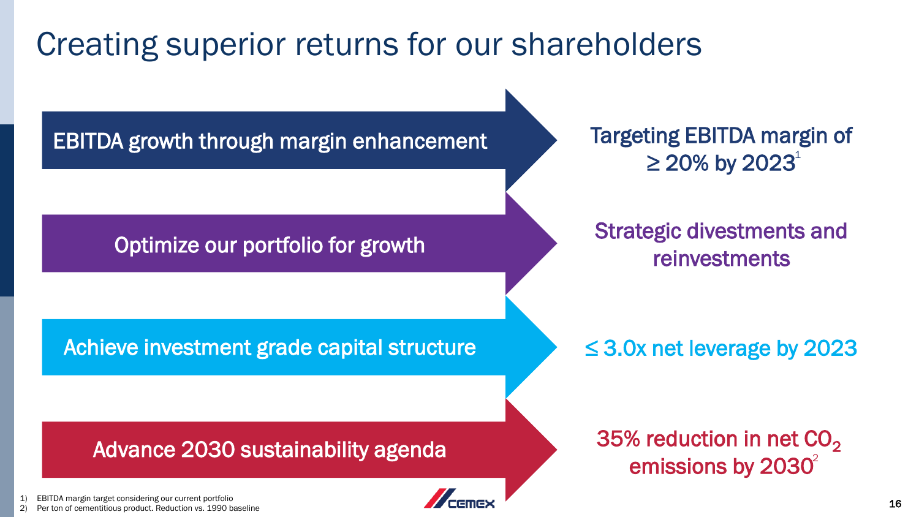# Creating superior returns for our shareholders

| | |
|---|---|
| EBITDA growth through margin enhancement | Targeting EBITDA margin of ≥ 20% by 2023[1] |
| Optimize our portfolio for growth | Strategic divestments and reinvestments |
| Achieve investment grade capital structure | ≤ 3.0x net leverage by 2023 |
| Advance 2030 sustainability agenda | 35% reduction in net $CO_2$ emissions by 2030[2] |

1) EBITDA margin target considering our current portfolio
2) Per ton of cementitious product. Reduction vs. 1990 baseline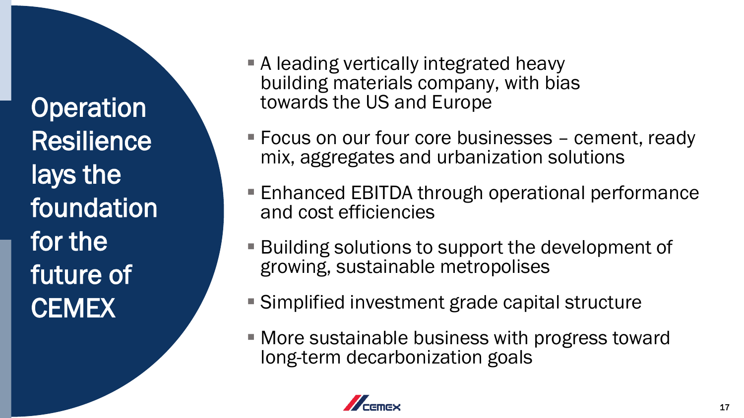# Operation Resilience lays the foundation for the future of CEMEX

- A leading vertically integrated heavy building materials company, with bias towards the US and Europe
- Focus on our four core businesses – cement, ready mix, aggregates and urbanization solutions
- Enhanced EBITDA through operational performance and cost efficiencies
- Building solutions to support the development of growing, sustainable metropolises
- Simplified investment grade capital structure
- More sustainable business with progress toward long-term decarbonization goals